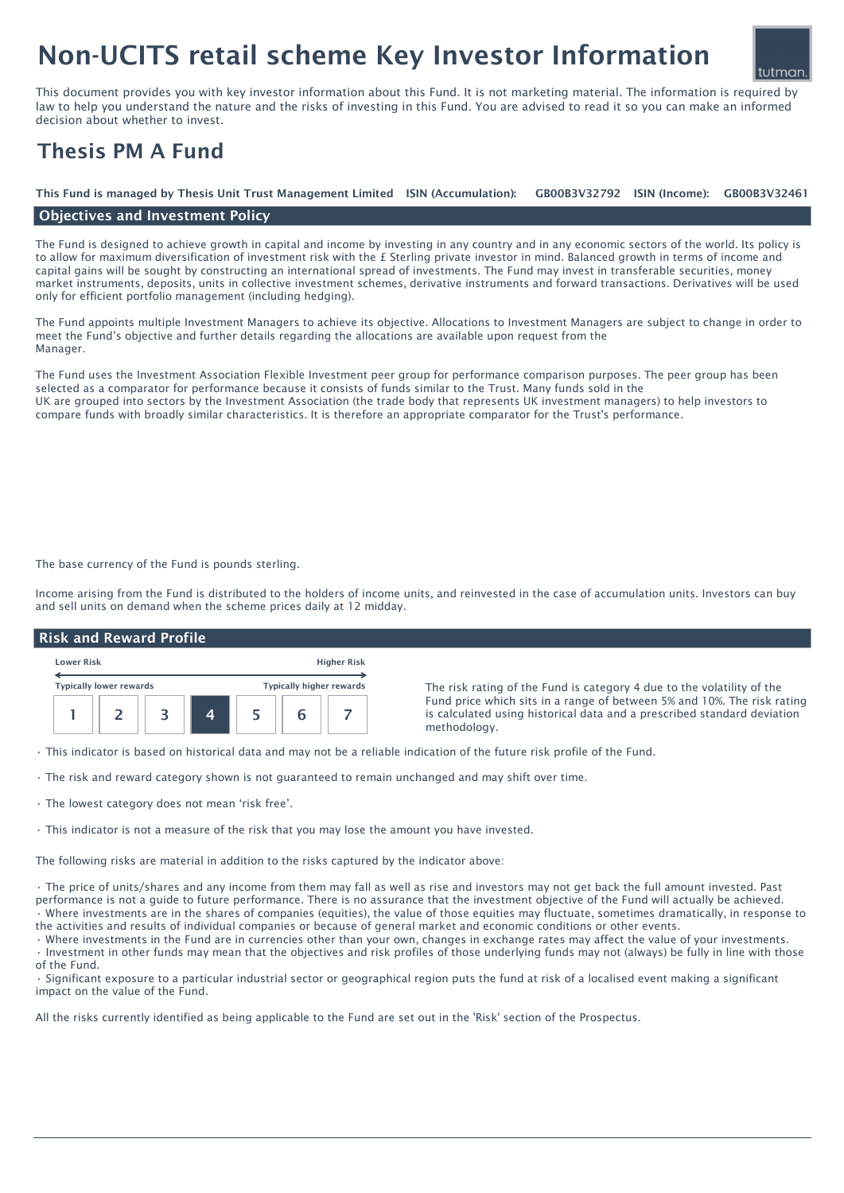# Non-UCITS retail scheme Key Investor Information

This document provides you with key investor information about this Fund. It is not marketing material. The information is required by law to help you understand the nature and the risks of investing in this Fund. You are advised to read it so you can make an informed decision about whether to invest.

## Thesis PM A Fund

**This Fund is managed by Thesis Unit Trust Management Limited** **ISIN (Accumulation):** **GB00B3V32792** **ISIN (Income):** **GB00B3V32461**

### Objectives and Investment Policy

The Fund is designed to achieve growth in capital and income by investing in any country and in any economic sectors of the world. Its policy is to allow for maximum diversification of investment risk with the £ Sterling private investor in mind. Balanced growth in terms of income and capital gains will be sought by constructing an international spread of investments. The Fund may invest in transferable securities, money market instruments, deposits, units in collective investment schemes, derivative instruments and forward transactions. Derivatives will be used only for efficient portfolio management (including hedging).

The Fund appoints multiple Investment Managers to achieve its objective. Allocations to Investment Managers are subject to change in order to meet the Fund's objective and further details regarding the allocations are available upon request from the Manager.

The Fund uses the Investment Association Flexible Investment peer group for performance comparison purposes. The peer group has been selected as a comparator for performance because it consists of funds similar to the Trust. Many funds sold in the UK are grouped into sectors by the Investment Association (the trade body that represents UK investment managers) to help investors to compare funds with broadly similar characteristics. It is therefore an appropriate comparator for the Trust's performance.

The base currency of the Fund is pounds sterling.

Income arising from the Fund is distributed to the holders of income units, and reinvested in the case of accumulation units. Investors can buy and sell units on demand when the scheme prices daily at 12 midday.

### Risk and Reward Profile

| Lower Risk | | | | | | Higher Risk |
|---|---|---|---|---|---|---|
| Typically lower rewards | | | | | | Typically higher rewards |
| 1 | 2 | 3 | **4** | 5 | 6 | 7 |

The risk rating of the Fund is category 4 due to the volatility of the Fund price which sits in a range of between 5% and 10%. The risk rating is calculated using historical data and a prescribed standard deviation methodology.

- This indicator is based on historical data and may not be a reliable indication of the future risk profile of the Fund.
- The risk and reward category shown is not guaranteed to remain unchanged and may shift over time.
- The lowest category does not mean 'risk free'.
- This indicator is not a measure of the risk that you may lose the amount you have invested.

The following risks are material in addition to the risks captured by the indicator above:

- The price of units/shares and any income from them may fall as well as rise and investors may not get back the full amount invested. Past performance is not a guide to future performance. There is no assurance that the investment objective of the Fund will actually be achieved.
- Where investments are in the shares of companies (equities), the value of those equities may fluctuate, sometimes dramatically, in response to the activities and results of individual companies or because of general market and economic conditions or other events.
- Where investments in the Fund are in currencies other than your own, changes in exchange rates may affect the value of your investments.
- Investment in other funds may mean that the objectives and risk profiles of those underlying funds may not (always) be fully in line with those of the Fund.
- Significant exposure to a particular industrial sector or geographical region puts the fund at risk of a localised event making a significant impact on the value of the Fund.

All the risks currently identified as being applicable to the Fund are set out in the 'Risk' section of the Prospectus.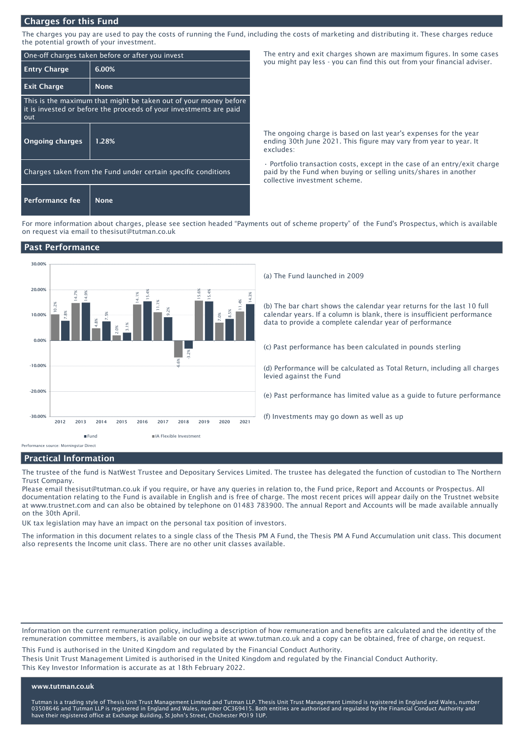## Charges for this Fund

The charges you pay are used to pay the costs of running the Fund, including the costs of marketing and distributing it. These charges reduce the potential growth of your investment.

| One-off charges taken before or after you invest | |
|---|---|
| **Entry Charge** | **6.00%** |
| **Exit Charge** | **None** |
| This is the maximum that might be taken out of your money before it is invested or before the proceeds of your investments are paid out | |
| **Ongoing charges** | **1.28%** |
| Charges taken from the Fund under certain specific conditions | |
| **Performance fee** | **None** |

The entry and exit charges shown are maximum figures. In some cases you might pay less - you can find this out from your financial adviser.

The ongoing charge is based on last year's expenses for the year ending 30th June 2021. This figure may vary from year to year. It excludes:

- Portfolio transaction costs, except in the case of an entry/exit charge paid by the Fund when buying or selling units/shares in another collective investment scheme.

For more information about charges, please see section headed "Payments out of scheme property" of the Fund's Prospectus, which is available on request via email to thesisut@tutman.co.uk

## Past Performance

30.00%
20.00%
10.00%
0.00%
-10.00%
-20.00%
-30.00%

10.2% 7.8% 14.7% 14.9% 4.8% 7.5% 2.0% 3.1% 14.1% 15.4% 11.1% 9.2% -6.6% -3.2% 15.6% 15.4% 7.0% 8.5% 11.4% 14.3%

2012 2013 2014 2015 2016 2017 2018 2019 2020 2021

Fund
IA Flexible Investment

Performance source: Morningstar Direct

(a) The Fund launched in 2009

(b) The bar chart shows the calendar year returns for the last 10 full calendar years. If a column is blank, there is insufficient performance data to provide a complete calendar year of performance

(c) Past performance has been calculated in pounds sterling

(d) Performance will be calculated as Total Return, including all charges levied against the Fund

(e) Past performance has limited value as a guide to future performance

(f) Investments may go down as well as up

## Practical Information

The trustee of the fund is NatWest Trustee and Depositary Services Limited. The trustee has delegated the function of custodian to The Northern Trust Company.

Please email thesisut@tutman.co.uk if you require, or have any queries in relation to, the Fund price, Report and Accounts or Prospectus. All documentation relating to the Fund is available in English and is free of charge. The most recent prices will appear daily on the Trustnet website at www.trustnet.com and can also be obtained by telephone on 01483 783900. The annual Report and Accounts will be made available annually on the 30th April.

UK tax legislation may have an impact on the personal tax position of investors.

The information in this document relates to a single class of the Thesis PM A Fund, the Thesis PM A Fund Accumulation unit class. This document also represents the Income unit class. There are no other unit classes available.

Information on the current remuneration policy, including a description of how remuneration and benefits are calculated and the identity of the remuneration committee members, is available on our website at www.tutman.co.uk and a copy can be obtained, free of charge, on request.

This Fund is authorised in the United Kingdom and regulated by the Financial Conduct Authority.

Thesis Unit Trust Management Limited is authorised in the United Kingdom and regulated by the Financial Conduct Authority.

This Key Investor Information is accurate as at 18th February 2022.

**www.tutman.co.uk**

Tutman is a trading style of Thesis Unit Trust Management Limited and Tutman LLP. Thesis Unit Trust Management Limited is registered in England and Wales, number 03508646 and Tutman LLP is registered in England and Wales, number OC369415. Both entities are authorised and regulated by the Financial Conduct Authority and have their registered office at Exchange Building, St John's Street, Chichester PO19 1UP.